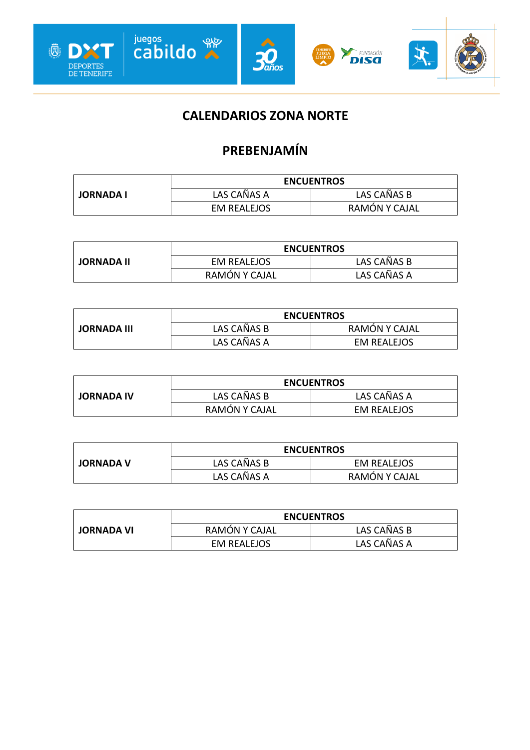# CALENDARIOS ZONA NORTE

## PREBENJAMÍN

| JORNADA I | ENCUENTROS | |
|---|---|---|
| | LAS CAÑAS A | LAS CAÑAS B |
| | EM REALEJOS | RAMÓN Y CAJAL |

| JORNADA II | ENCUENTROS | |
|---|---|---|
| | EM REALEJOS | LAS CAÑAS B |
| | RAMÓN Y CAJAL | LAS CAÑAS A |

| JORNADA III | ENCUENTROS | |
|---|---|---|
| | LAS CAÑAS B | RAMÓN Y CAJAL |
| | LAS CAÑAS A | EM REALEJOS |

| JORNADA IV | ENCUENTROS | |
|---|---|---|
| | LAS CAÑAS B | LAS CAÑAS A |
| | RAMÓN Y CAJAL | EM REALEJOS |

| JORNADA V | ENCUENTROS | |
|---|---|---|
| | LAS CAÑAS B | EM REALEJOS |
| | LAS CAÑAS A | RAMÓN Y CAJAL |

| JORNADA VI | ENCUENTROS | |
|---|---|---|
| | RAMÓN Y CAJAL | LAS CAÑAS B |
| | EM REALEJOS | LAS CAÑAS A |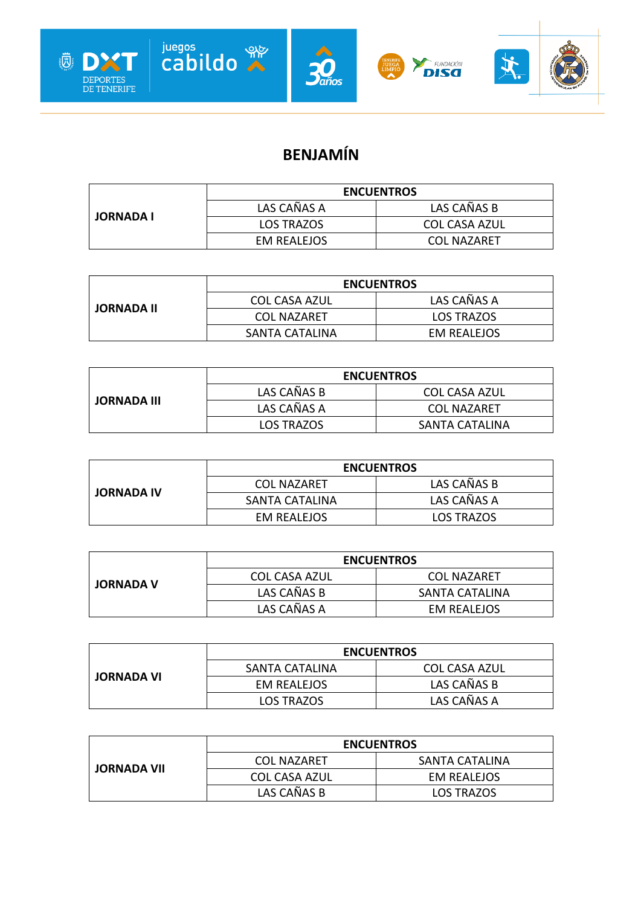# BENJAMÍN

| JORNADA I | ENCUENTROS | |
|---|---|---|
| | LAS CAÑAS A | LAS CAÑAS B |
| | LOS TRAZOS | COL CASA AZUL |
| | EM REALEJOS | COL NAZARET |

| JORNADA II | ENCUENTROS | |
|---|---|---|
| | COL CASA AZUL | LAS CAÑAS A |
| | COL NAZARET | LOS TRAZOS |
| | SANTA CATALINA | EM REALEJOS |

| JORNADA III | ENCUENTROS | |
|---|---|---|
| | LAS CAÑAS B | COL CASA AZUL |
| | LAS CAÑAS A | COL NAZARET |
| | LOS TRAZOS | SANTA CATALINA |

| JORNADA IV | ENCUENTROS | |
|---|---|---|
| | COL NAZARET | LAS CAÑAS B |
| | SANTA CATALINA | LAS CAÑAS A |
| | EM REALEJOS | LOS TRAZOS |

| JORNADA V | ENCUENTROS | |
|---|---|---|
| | COL CASA AZUL | COL NAZARET |
| | LAS CAÑAS B | SANTA CATALINA |
| | LAS CAÑAS A | EM REALEJOS |

| JORNADA VI | ENCUENTROS | |
|---|---|---|
| | SANTA CATALINA | COL CASA AZUL |
| | EM REALEJOS | LAS CAÑAS B |
| | LOS TRAZOS | LAS CAÑAS A |

| JORNADA VII | ENCUENTROS | |
|---|---|---|
| | COL NAZARET | SANTA CATALINA |
| | COL CASA AZUL | EM REALEJOS |
| | LAS CAÑAS B | LOS TRAZOS |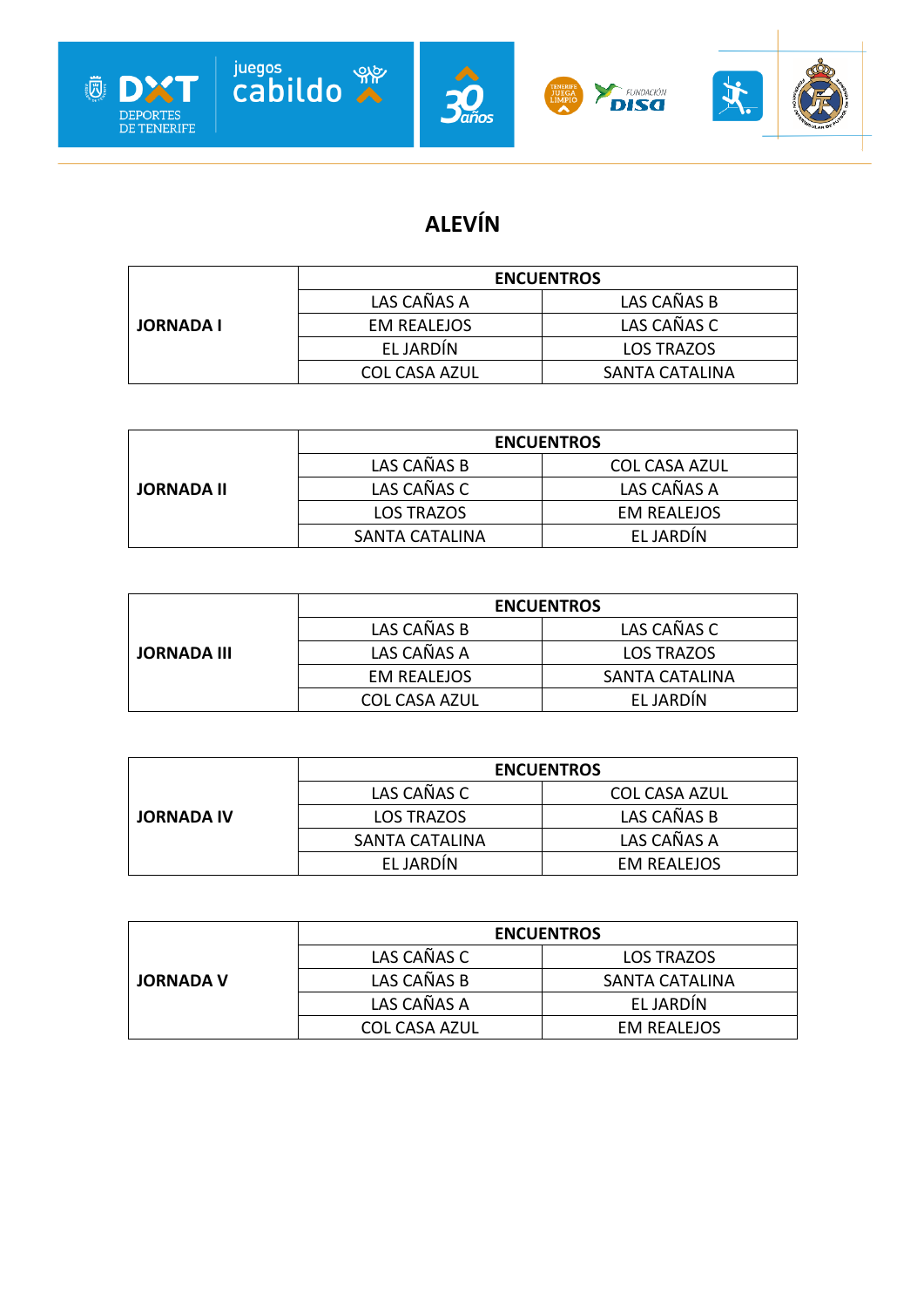# ALEVÍN

| | ENCUENTROS | |
|---|---|---|
| **JORNADA I** | LAS CAÑAS A | LAS CAÑAS B |
| | EM REALEJOS | LAS CAÑAS C |
| | EL JARDÍN | LOS TRAZOS |
| | COL CASA AZUL | SANTA CATALINA |

| | ENCUENTROS | |
|---|---|---|
| **JORNADA II** | LAS CAÑAS B | COL CASA AZUL |
| | LAS CAÑAS C | LAS CAÑAS A |
| | LOS TRAZOS | EM REALEJOS |
| | SANTA CATALINA | EL JARDÍN |

| | ENCUENTROS | |
|---|---|---|
| **JORNADA III** | LAS CAÑAS B | LAS CAÑAS C |
| | LAS CAÑAS A | LOS TRAZOS |
| | EM REALEJOS | SANTA CATALINA |
| | COL CASA AZUL | EL JARDÍN |

| | ENCUENTROS | |
|---|---|---|
| **JORNADA IV** | LAS CAÑAS C | COL CASA AZUL |
| | LOS TRAZOS | LAS CAÑAS B |
| | SANTA CATALINA | LAS CAÑAS A |
| | EL JARDÍN | EM REALEJOS |

| | ENCUENTROS | |
|---|---|---|
| **JORNADA V** | LAS CAÑAS C | LOS TRAZOS |
| | LAS CAÑAS B | SANTA CATALINA |
| | LAS CAÑAS A | EL JARDÍN |
| | COL CASA AZUL | EM REALEJOS |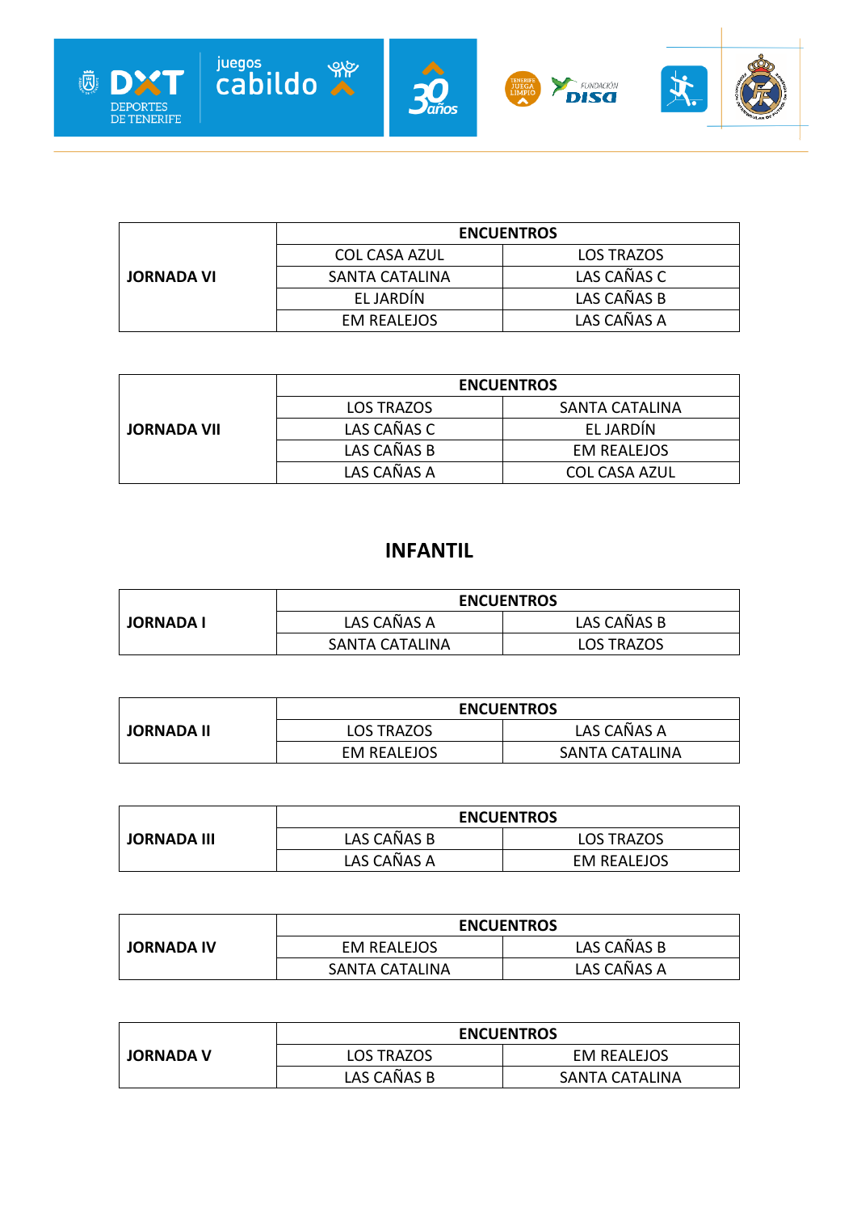| JORNADA VI | ENCUENTROS | |
|---|---|---|
| | COL CASA AZUL | LOS TRAZOS |
| | SANTA CATALINA | LAS CAÑAS C |
| | EL JARDÍN | LAS CAÑAS B |
| | EM REALEJOS | LAS CAÑAS A |

| JORNADA VII | ENCUENTROS | |
|---|---|---|
| | LOS TRAZOS | SANTA CATALINA |
| | LAS CAÑAS C | EL JARDÍN |
| | LAS CAÑAS B | EM REALEJOS |
| | LAS CAÑAS A | COL CASA AZUL |

## INFANTIL

| JORNADA I | ENCUENTROS | |
|---|---|---|
| | LAS CAÑAS A | LAS CAÑAS B |
| | SANTA CATALINA | LOS TRAZOS |

| JORNADA II | ENCUENTROS | |
|---|---|---|
| | LOS TRAZOS | LAS CAÑAS A |
| | EM REALEJOS | SANTA CATALINA |

| JORNADA III | ENCUENTROS | |
|---|---|---|
| | LAS CAÑAS B | LOS TRAZOS |
| | LAS CAÑAS A | EM REALEJOS |

| JORNADA IV | ENCUENTROS | |
|---|---|---|
| | EM REALEJOS | LAS CAÑAS B |
| | SANTA CATALINA | LAS CAÑAS A |

| JORNADA V | ENCUENTROS | |
|---|---|---|
| | LOS TRAZOS | EM REALEJOS |
| | LAS CAÑAS B | SANTA CATALINA |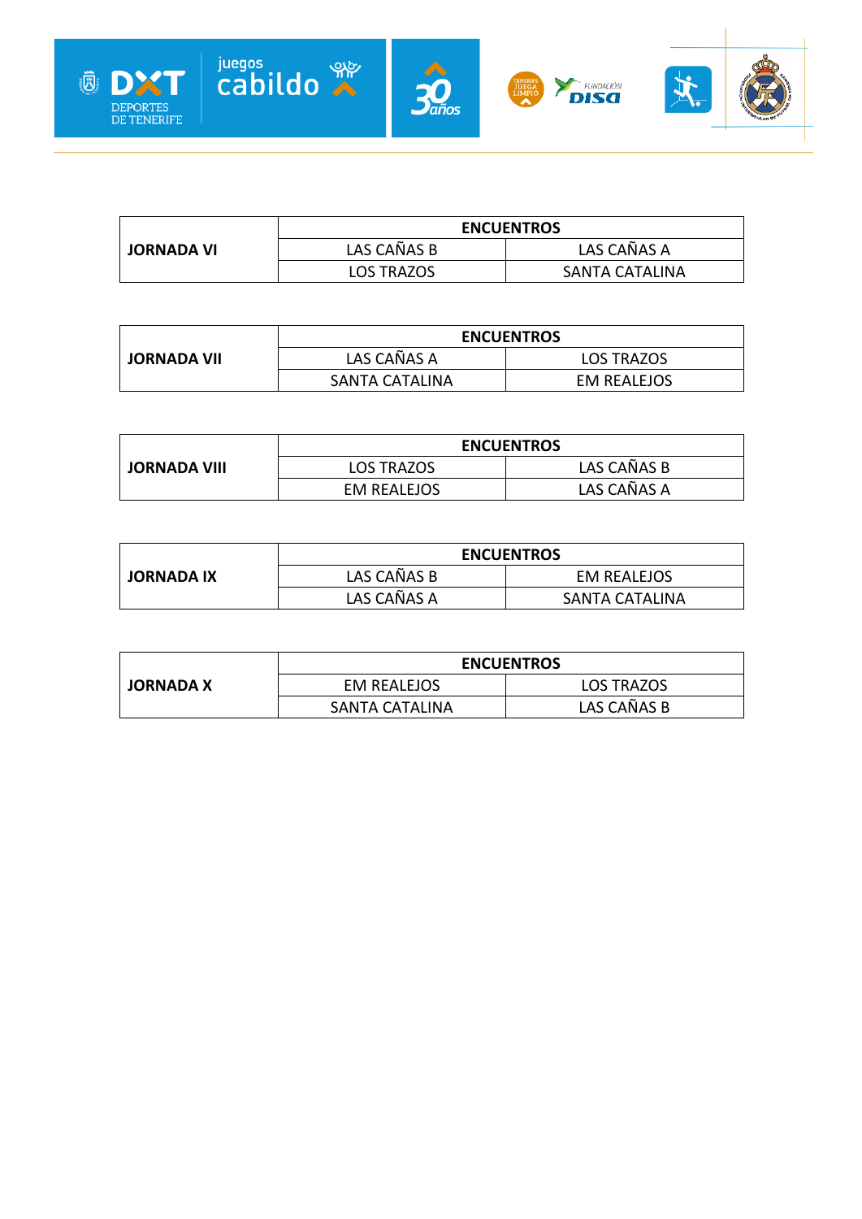| JORNADA VI | ENCUENTROS | |
|---|---|---|
| | LAS CAÑAS B | LAS CAÑAS A |
| | LOS TRAZOS | SANTA CATALINA |

| JORNADA VII | ENCUENTROS | |
|---|---|---|
| | LAS CAÑAS A | LOS TRAZOS |
| | SANTA CATALINA | EM REALEJOS |

| JORNADA VIII | ENCUENTROS | |
|---|---|---|
| | LOS TRAZOS | LAS CAÑAS B |
| | EM REALEJOS | LAS CAÑAS A |

| JORNADA IX | ENCUENTROS | |
|---|---|---|
| | LAS CAÑAS B | EM REALEJOS |
| | LAS CAÑAS A | SANTA CATALINA |

| JORNADA X | ENCUENTROS | |
|---|---|---|
| | EM REALEJOS | LOS TRAZOS |
| | SANTA CATALINA | LAS CAÑAS B |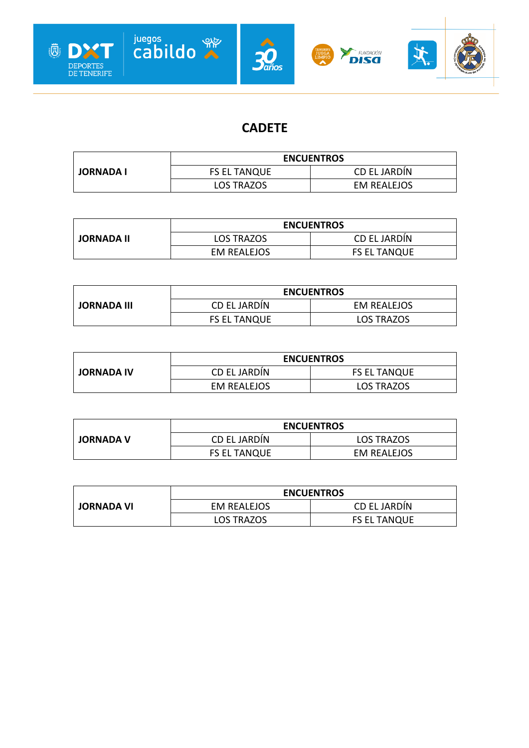# CADETE

| JORNADA I | ENCUENTROS | |
|---|---|---|
| | FS EL TANQUE | CD EL JARDÍN |
| | LOS TRAZOS | EM REALEJOS |

| JORNADA II | ENCUENTROS | |
|---|---|---|
| | LOS TRAZOS | CD EL JARDÍN |
| | EM REALEJOS | FS EL TANQUE |

| JORNADA III | ENCUENTROS | |
|---|---|---|
| | CD EL JARDÍN | EM REALEJOS |
| | FS EL TANQUE | LOS TRAZOS |

| JORNADA IV | ENCUENTROS | |
|---|---|---|
| | CD EL JARDÍN | FS EL TANQUE |
| | EM REALEJOS | LOS TRAZOS |

| JORNADA V | ENCUENTROS | |
|---|---|---|
| | CD EL JARDÍN | LOS TRAZOS |
| | FS EL TANQUE | EM REALEJOS |

| JORNADA VI | ENCUENTROS | |
|---|---|---|
| | EM REALEJOS | CD EL JARDÍN |
| | LOS TRAZOS | FS EL TANQUE |